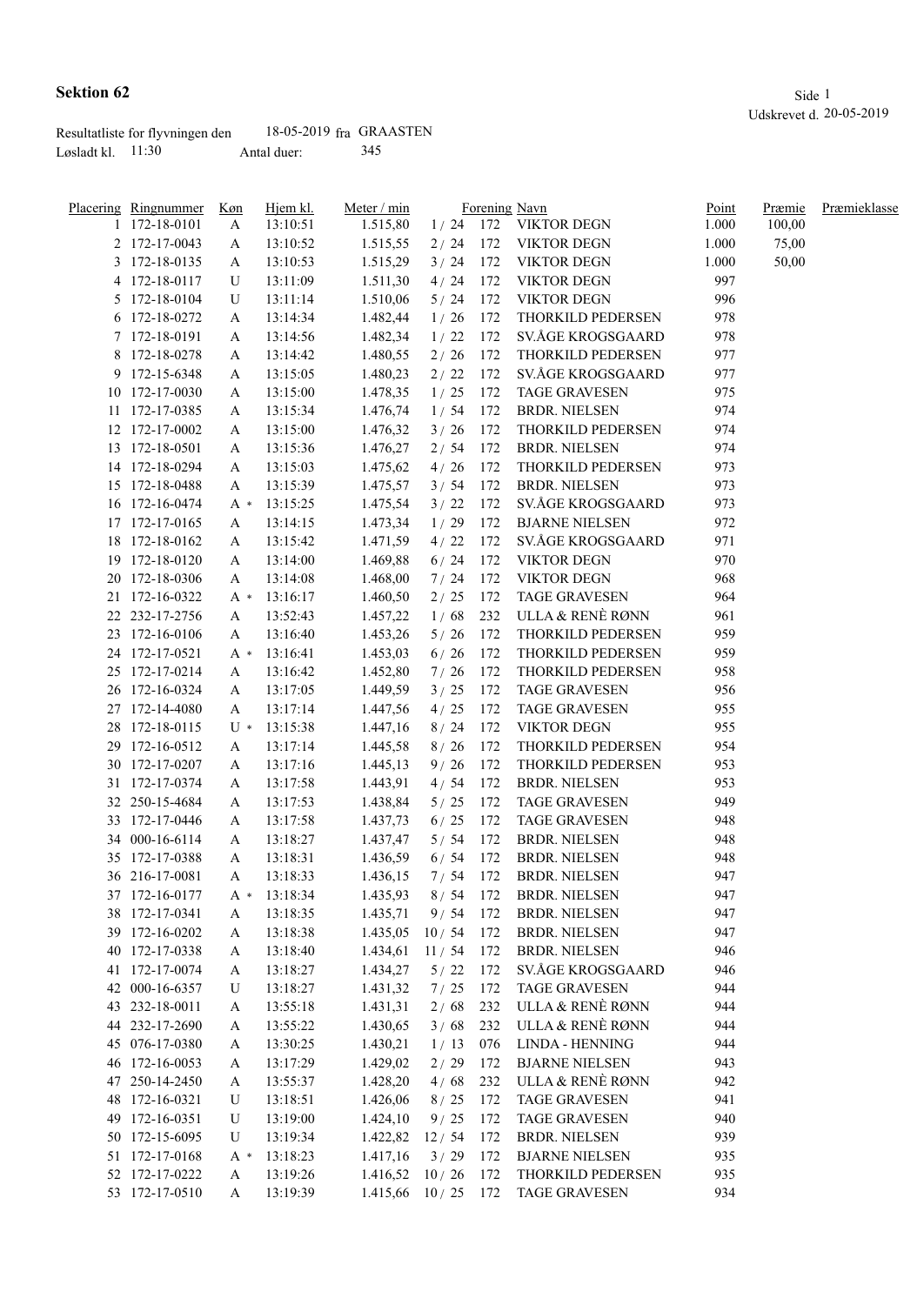# Sektion 62

Udskrevet d. 20-05-2019

Resultatliste for flyvningen den 18-05-2019 fra GRAASTEN

Løsladt kl. 11:30 Antal duer: 345

| Placering | Ringnummer | Køn | Hjem kl. | Meter / min | | Forening | Navn | Point | Præmie | Præmieklasse |
|---|---|---|---|---|---|---|---|---|---|---|
| 1 | 172-18-0101 | A | 13:10:51 | 1.515,80 | 1 / 24 | 172 | VIKTOR DEGN | 1.000 | 100,00 | |
| 2 | 172-17-0043 | A | 13:10:52 | 1.515,55 | 2 / 24 | 172 | VIKTOR DEGN | 1.000 | 75,00 | |
| 3 | 172-18-0135 | A | 13:10:53 | 1.515,29 | 3 / 24 | 172 | VIKTOR DEGN | 1.000 | 50,00 | |
| 4 | 172-18-0117 | U | 13:11:09 | 1.511,30 | 4 / 24 | 172 | VIKTOR DEGN | 997 | | |
| 5 | 172-18-0104 | U | 13:11:14 | 1.510,06 | 5 / 24 | 172 | VIKTOR DEGN | 996 | | |
| 6 | 172-18-0272 | A | 13:14:34 | 1.482,44 | 1 / 26 | 172 | THORKILD PEDERSEN | 978 | | |
| 7 | 172-18-0191 | A | 13:14:56 | 1.482,34 | 1 / 22 | 172 | SV.ÅGE KROGSGAARD | 978 | | |
| 8 | 172-18-0278 | A | 13:14:42 | 1.480,55 | 2 / 26 | 172 | THORKILD PEDERSEN | 977 | | |
| 9 | 172-15-6348 | A | 13:15:05 | 1.480,23 | 2 / 22 | 172 | SV.ÅGE KROGSGAARD | 977 | | |
| 10 | 172-17-0030 | A | 13:15:00 | 1.478,35 | 1 / 25 | 172 | TAGE GRAVESEN | 975 | | |
| 11 | 172-17-0385 | A | 13:15:34 | 1.476,74 | 1 / 54 | 172 | BRDR. NIELSEN | 974 | | |
| 12 | 172-17-0002 | A | 13:15:00 | 1.476,32 | 3 / 26 | 172 | THORKILD PEDERSEN | 974 | | |
| 13 | 172-18-0501 | A | 13:15:36 | 1.476,27 | 2 / 54 | 172 | BRDR. NIELSEN | 974 | | |
| 14 | 172-18-0294 | A | 13:15:03 | 1.475,62 | 4 / 26 | 172 | THORKILD PEDERSEN | 973 | | |
| 15 | 172-18-0488 | A | 13:15:39 | 1.475,57 | 3 / 54 | 172 | BRDR. NIELSEN | 973 | | |
| 16 | 172-16-0474 | A * | 13:15:25 | 1.475,54 | 3 / 22 | 172 | SV.ÅGE KROGSGAARD | 973 | | |
| 17 | 172-17-0165 | A | 13:14:15 | 1.473,34 | 1 / 29 | 172 | BJARNE NIELSEN | 972 | | |
| 18 | 172-18-0162 | A | 13:15:42 | 1.471,59 | 4 / 22 | 172 | SV.ÅGE KROGSGAARD | 971 | | |
| 19 | 172-18-0120 | A | 13:14:00 | 1.469,88 | 6 / 24 | 172 | VIKTOR DEGN | 970 | | |
| 20 | 172-18-0306 | A | 13:14:08 | 1.468,00 | 7 / 24 | 172 | VIKTOR DEGN | 968 | | |
| 21 | 172-16-0322 | A * | 13:16:17 | 1.460,50 | 2 / 25 | 172 | TAGE GRAVESEN | 964 | | |
| 22 | 232-17-2756 | A | 13:52:43 | 1.457,22 | 1 / 68 | 232 | ULLA & RENÈ RØNN | 961 | | |
| 23 | 172-16-0106 | A | 13:16:40 | 1.453,26 | 5 / 26 | 172 | THORKILD PEDERSEN | 959 | | |
| 24 | 172-17-0521 | A * | 13:16:41 | 1.453,03 | 6 / 26 | 172 | THORKILD PEDERSEN | 959 | | |
| 25 | 172-17-0214 | A | 13:16:42 | 1.452,80 | 7 / 26 | 172 | THORKILD PEDERSEN | 958 | | |
| 26 | 172-16-0324 | A | 13:17:05 | 1.449,59 | 3 / 25 | 172 | TAGE GRAVESEN | 956 | | |
| 27 | 172-14-4080 | A | 13:17:14 | 1.447,56 | 4 / 25 | 172 | TAGE GRAVESEN | 955 | | |
| 28 | 172-18-0115 | U * | 13:15:38 | 1.447,16 | 8 / 24 | 172 | VIKTOR DEGN | 955 | | |
| 29 | 172-16-0512 | A | 13:17:14 | 1.445,58 | 8 / 26 | 172 | THORKILD PEDERSEN | 954 | | |
| 30 | 172-17-0207 | A | 13:17:16 | 1.445,13 | 9 / 26 | 172 | THORKILD PEDERSEN | 953 | | |
| 31 | 172-17-0374 | A | 13:17:58 | 1.443,91 | 4 / 54 | 172 | BRDR. NIELSEN | 953 | | |
| 32 | 250-15-4684 | A | 13:17:53 | 1.438,84 | 5 / 25 | 172 | TAGE GRAVESEN | 949 | | |
| 33 | 172-17-0446 | A | 13:17:58 | 1.437,73 | 6 / 25 | 172 | TAGE GRAVESEN | 948 | | |
| 34 | 000-16-6114 | A | 13:18:27 | 1.437,47 | 5 / 54 | 172 | BRDR. NIELSEN | 948 | | |
| 35 | 172-17-0388 | A | 13:18:31 | 1.436,59 | 6 / 54 | 172 | BRDR. NIELSEN | 948 | | |
| 36 | 216-17-0081 | A | 13:18:33 | 1.436,15 | 7 / 54 | 172 | BRDR. NIELSEN | 947 | | |
| 37 | 172-16-0177 | A * | 13:18:34 | 1.435,93 | 8 / 54 | 172 | BRDR. NIELSEN | 947 | | |
| 38 | 172-17-0341 | A | 13:18:35 | 1.435,71 | 9 / 54 | 172 | BRDR. NIELSEN | 947 | | |
| 39 | 172-16-0202 | A | 13:18:38 | 1.435,05 | 10 / 54 | 172 | BRDR. NIELSEN | 947 | | |
| 40 | 172-17-0338 | A | 13:18:40 | 1.434,61 | 11 / 54 | 172 | BRDR. NIELSEN | 946 | | |
| 41 | 172-17-0074 | A | 13:18:27 | 1.434,27 | 5 / 22 | 172 | SV.ÅGE KROGSGAARD | 946 | | |
| 42 | 000-16-6357 | U | 13:18:27 | 1.431,32 | 7 / 25 | 172 | TAGE GRAVESEN | 944 | | |
| 43 | 232-18-0011 | A | 13:55:18 | 1.431,31 | 2 / 68 | 232 | ULLA & RENÈ RØNN | 944 | | |
| 44 | 232-17-2690 | A | 13:55:22 | 1.430,65 | 3 / 68 | 232 | ULLA & RENÈ RØNN | 944 | | |
| 45 | 076-17-0380 | A | 13:30:25 | 1.430,21 | 1 / 13 | 076 | LINDA - HENNING | 944 | | |
| 46 | 172-16-0053 | A | 13:17:29 | 1.429,02 | 2 / 29 | 172 | BJARNE NIELSEN | 943 | | |
| 47 | 250-14-2450 | A | 13:55:37 | 1.428,20 | 4 / 68 | 232 | ULLA & RENÈ RØNN | 942 | | |
| 48 | 172-16-0321 | U | 13:18:51 | 1.426,06 | 8 / 25 | 172 | TAGE GRAVESEN | 941 | | |
| 49 | 172-16-0351 | U | 13:19:00 | 1.424,10 | 9 / 25 | 172 | TAGE GRAVESEN | 940 | | |
| 50 | 172-15-6095 | U | 13:19:34 | 1.422,82 | 12 / 54 | 172 | BRDR. NIELSEN | 939 | | |
| 51 | 172-17-0168 | A * | 13:18:23 | 1.417,16 | 3 / 29 | 172 | BJARNE NIELSEN | 935 | | |
| 52 | 172-17-0222 | A | 13:19:26 | 1.416,52 | 10 / 26 | 172 | THORKILD PEDERSEN | 935 | | |
| 53 | 172-17-0510 | A | 13:19:39 | 1.415,66 | 10 / 25 | 172 | TAGE GRAVESEN | 934 | | |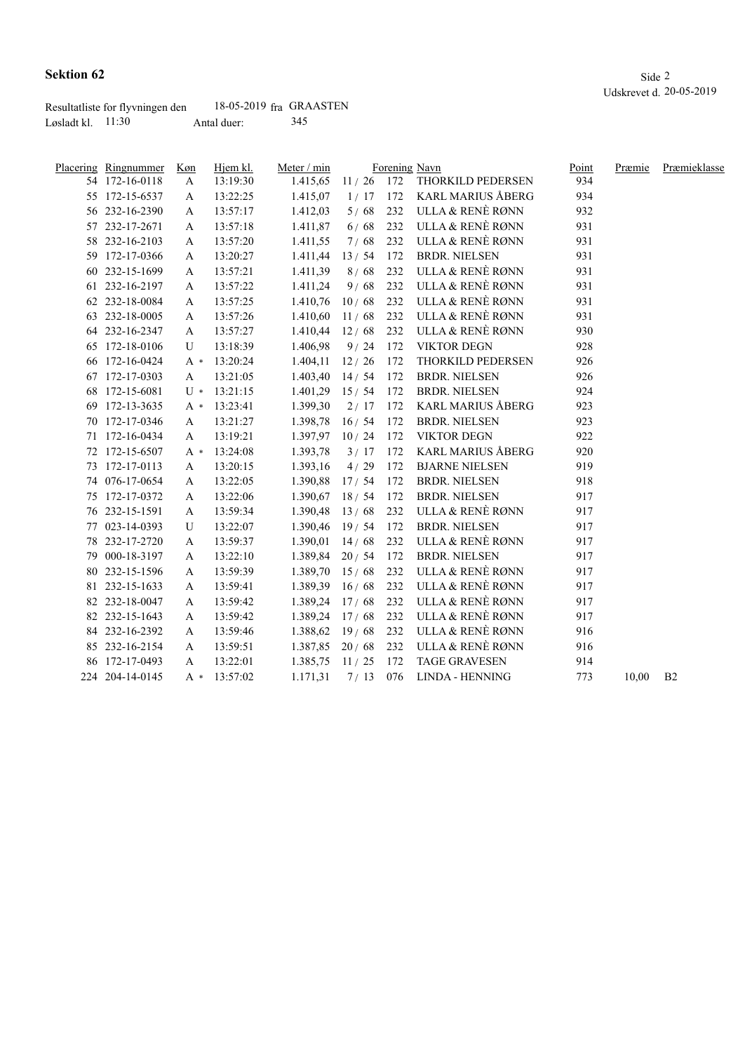# Sektion 62

Udskrevet d. 20-05-2019

Resultatliste for flyvningen den 18-05-2019 fra GRAASTEN

Løsladt kl. 11:30 Antal duer: 345

| Placering | Ringnummer | Køn | Hjem kl. | Meter / min | | Forening | Navn | Point | Præmie | Præmieklasse |
|---|---|---|---|---|---|---|---|---|---|---|
| 54 | 172-16-0118 | A | 13:19:30 | 1.415,65 | 11 / 26 | 172 | THORKILD PEDERSEN | 934 | | |
| 55 | 172-15-6537 | A | 13:22:25 | 1.415,07 | 1 / 17 | 172 | KARL MARIUS ÅBERG | 934 | | |
| 56 | 232-16-2390 | A | 13:57:17 | 1.412,03 | 5 / 68 | 232 | ULLA & RENÈ RØNN | 932 | | |
| 57 | 232-17-2671 | A | 13:57:18 | 1.411,87 | 6 / 68 | 232 | ULLA & RENÈ RØNN | 931 | | |
| 58 | 232-16-2103 | A | 13:57:20 | 1.411,55 | 7 / 68 | 232 | ULLA & RENÈ RØNN | 931 | | |
| 59 | 172-17-0366 | A | 13:20:27 | 1.411,44 | 13 / 54 | 172 | BRDR. NIELSEN | 931 | | |
| 60 | 232-15-1699 | A | 13:57:21 | 1.411,39 | 8 / 68 | 232 | ULLA & RENÈ RØNN | 931 | | |
| 61 | 232-16-2197 | A | 13:57:22 | 1.411,24 | 9 / 68 | 232 | ULLA & RENÈ RØNN | 931 | | |
| 62 | 232-18-0084 | A | 13:57:25 | 1.410,76 | 10 / 68 | 232 | ULLA & RENÈ RØNN | 931 | | |
| 63 | 232-18-0005 | A | 13:57:26 | 1.410,60 | 11 / 68 | 232 | ULLA & RENÈ RØNN | 931 | | |
| 64 | 232-16-2347 | A | 13:57:27 | 1.410,44 | 12 / 68 | 232 | ULLA & RENÈ RØNN | 930 | | |
| 65 | 172-18-0106 | U | 13:18:39 | 1.406,98 | 9 / 24 | 172 | VIKTOR DEGN | 928 | | |
| 66 | 172-16-0424 | A * | 13:20:24 | 1.404,11 | 12 / 26 | 172 | THORKILD PEDERSEN | 926 | | |
| 67 | 172-17-0303 | A | 13:21:05 | 1.403,40 | 14 / 54 | 172 | BRDR. NIELSEN | 926 | | |
| 68 | 172-15-6081 | U * | 13:21:15 | 1.401,29 | 15 / 54 | 172 | BRDR. NIELSEN | 924 | | |
| 69 | 172-13-3635 | A * | 13:23:41 | 1.399,30 | 2 / 17 | 172 | KARL MARIUS ÅBERG | 923 | | |
| 70 | 172-17-0346 | A | 13:21:27 | 1.398,78 | 16 / 54 | 172 | BRDR. NIELSEN | 923 | | |
| 71 | 172-16-0434 | A | 13:19:21 | 1.397,97 | 10 / 24 | 172 | VIKTOR DEGN | 922 | | |
| 72 | 172-15-6507 | A * | 13:24:08 | 1.393,78 | 3 / 17 | 172 | KARL MARIUS ÅBERG | 920 | | |
| 73 | 172-17-0113 | A | 13:20:15 | 1.393,16 | 4 / 29 | 172 | BJARNE NIELSEN | 919 | | |
| 74 | 076-17-0654 | A | 13:22:05 | 1.390,88 | 17 / 54 | 172 | BRDR. NIELSEN | 918 | | |
| 75 | 172-17-0372 | A | 13:22:06 | 1.390,67 | 18 / 54 | 172 | BRDR. NIELSEN | 917 | | |
| 76 | 232-15-1591 | A | 13:59:34 | 1.390,48 | 13 / 68 | 232 | ULLA & RENÈ RØNN | 917 | | |
| 77 | 023-14-0393 | U | 13:22:07 | 1.390,46 | 19 / 54 | 172 | BRDR. NIELSEN | 917 | | |
| 78 | 232-17-2720 | A | 13:59:37 | 1.390,01 | 14 / 68 | 232 | ULLA & RENÈ RØNN | 917 | | |
| 79 | 000-18-3197 | A | 13:22:10 | 1.389,84 | 20 / 54 | 172 | BRDR. NIELSEN | 917 | | |
| 80 | 232-15-1596 | A | 13:59:39 | 1.389,70 | 15 / 68 | 232 | ULLA & RENÈ RØNN | 917 | | |
| 81 | 232-15-1633 | A | 13:59:41 | 1.389,39 | 16 / 68 | 232 | ULLA & RENÈ RØNN | 917 | | |
| 82 | 232-18-0047 | A | 13:59:42 | 1.389,24 | 17 / 68 | 232 | ULLA & RENÈ RØNN | 917 | | |
| 82 | 232-15-1643 | A | 13:59:42 | 1.389,24 | 17 / 68 | 232 | ULLA & RENÈ RØNN | 917 | | |
| 84 | 232-16-2392 | A | 13:59:46 | 1.388,62 | 19 / 68 | 232 | ULLA & RENÈ RØNN | 916 | | |
| 85 | 232-16-2154 | A | 13:59:51 | 1.387,85 | 20 / 68 | 232 | ULLA & RENÈ RØNN | 916 | | |
| 86 | 172-17-0493 | A | 13:22:01 | 1.385,75 | 11 / 25 | 172 | TAGE GRAVESEN | 914 | | |
| 224 | 204-14-0145 | A * | 13:57:02 | 1.171,31 | 7 / 13 | 076 | LINDA - HENNING | 773 | 10,00 | B2 |